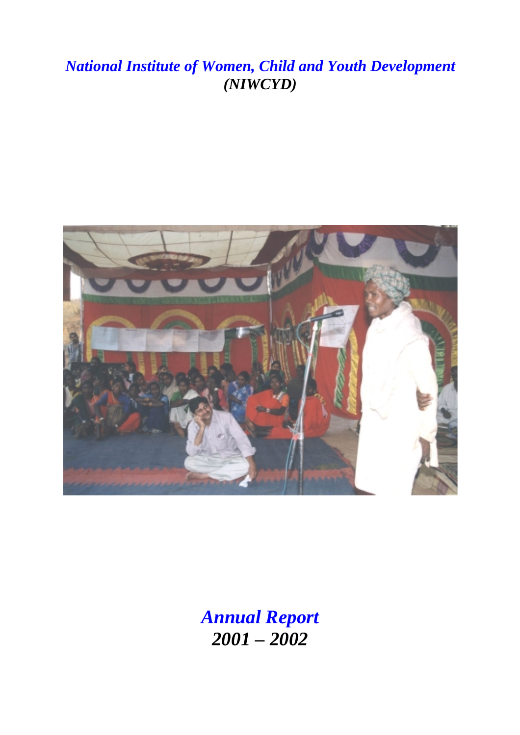# *National Institute of Women, Child and Youth Development (NIWCYD)*

# *Annual Report 2001 – 2002*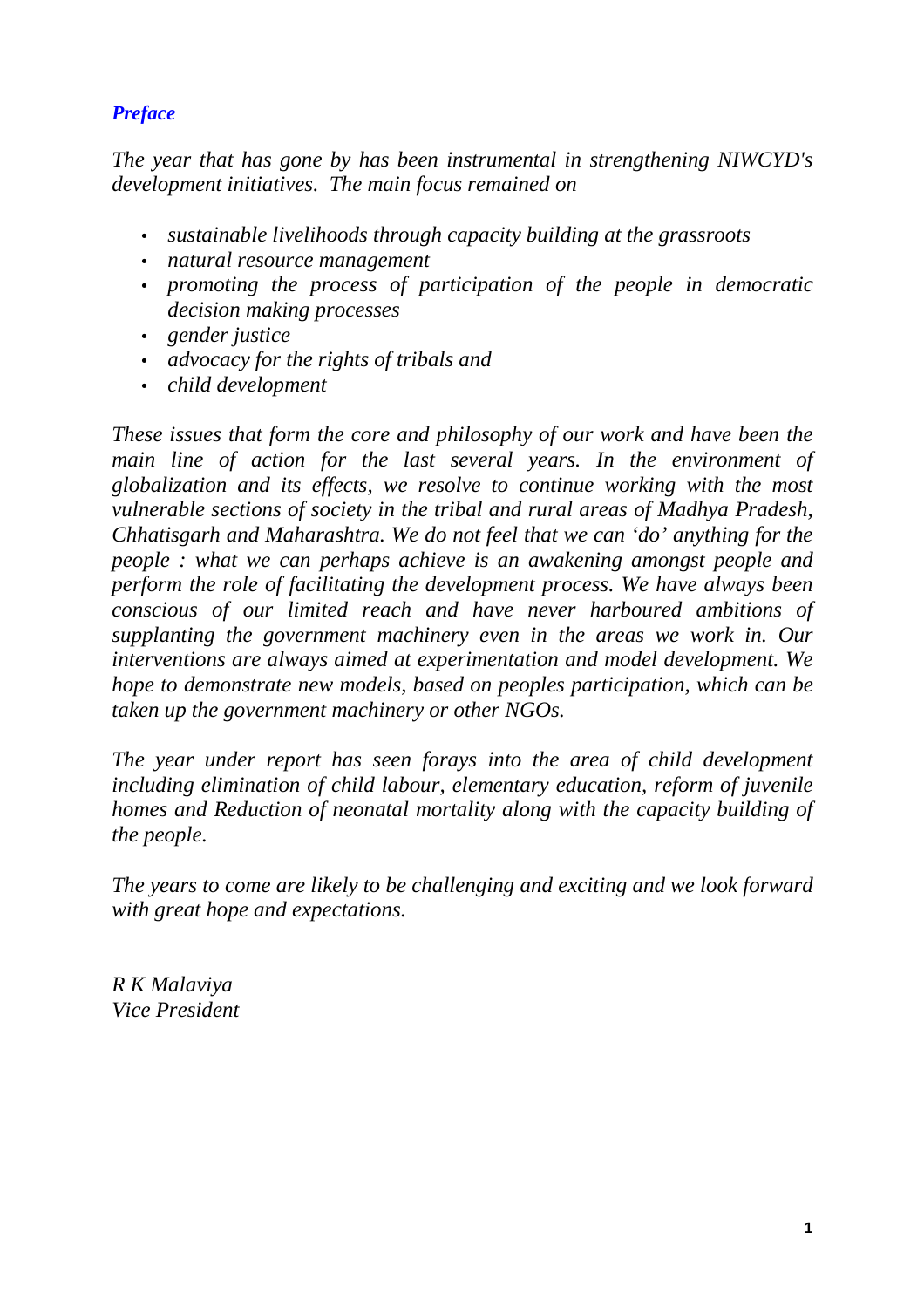## *Preface*

*The year that has gone by has been instrumental in strengthening NIWCYD's development initiatives. The main focus remained on*

- *sustainable livelihoods through capacity building at the grassroots*
- *natural resource management*
- *promoting the process of participation of the people in democratic decision making processes*
- *gender justice*
- *advocacy for the rights of tribals and*
- *child development*

*These issues that form the core and philosophy of our work and have been the main line of action for the last several years. In the environment of globalization and its effects, we resolve to continue working with the most vulnerable sections of society in the tribal and rural areas of Madhya Pradesh, Chhatisgarh and Maharashtra. We do not feel that we can 'do' anything for the people : what we can perhaps achieve is an awakening amongst people and perform the role of facilitating the development process. We have always been conscious of our limited reach and have never harboured ambitions of supplanting the government machinery even in the areas we work in. Our interventions are always aimed at experimentation and model development. We hope to demonstrate new models, based on peoples participation, which can be taken up the government machinery or other NGOs.*

*The year under report has seen forays into the area of child development including elimination of child labour, elementary education, reform of juvenile homes and Reduction of neonatal mortality along with the capacity building of the people.*

*The years to come are likely to be challenging and exciting and we look forward with great hope and expectations.*

*R K Malaviya*
*Vice President*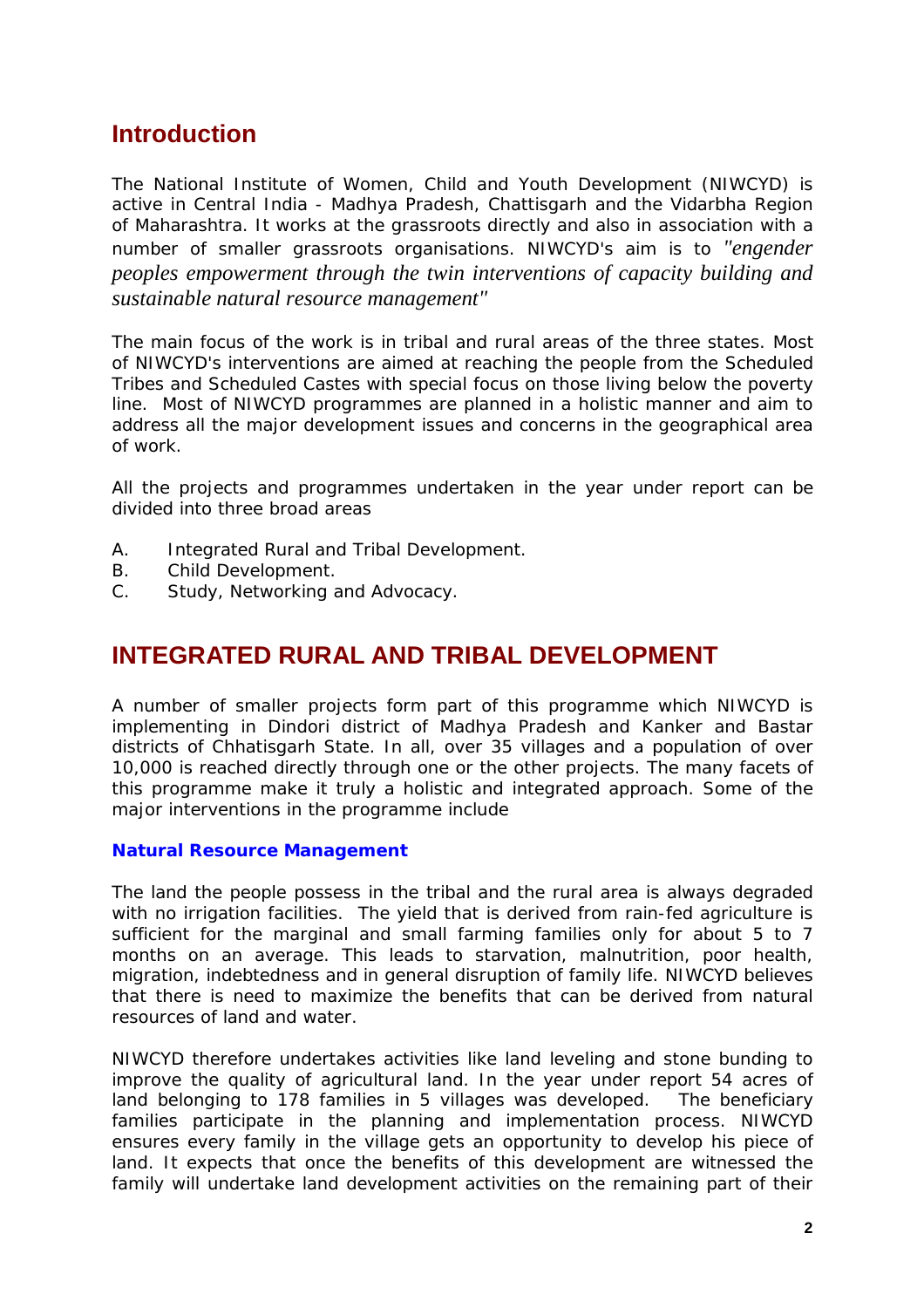## Introduction

The National Institute of Women, Child and Youth Development (NIWCYD) is active in Central India - Madhya Pradesh, Chattisgarh and the Vidarbha Region of Maharashtra. It works at the grassroots directly and also in association with a number of smaller grassroots organisations. NIWCYD's aim is to *"engender peoples empowerment through the twin interventions of capacity building and sustainable natural resource management"*

The main focus of the work is in tribal and rural areas of the three states. Most of NIWCYD's interventions are aimed at reaching the people from the Scheduled Tribes and Scheduled Castes with special focus on those living below the poverty line. Most of NIWCYD programmes are planned in a holistic manner and aim to address all the major development issues and concerns in the geographical area of work.

All the projects and programmes undertaken in the year under report can be divided into three broad areas

A. Integrated Rural and Tribal Development.
B. Child Development.
C. Study, Networking and Advocacy.

## INTEGRATED RURAL AND TRIBAL DEVELOPMENT

A number of smaller projects form part of this programme which NIWCYD is implementing in Dindori district of Madhya Pradesh and Kanker and Bastar districts of Chhatisgarh State. In all, over 35 villages and a population of over 10,000 is reached directly through one or the other projects. The many facets of this programme make it truly a holistic and integrated approach. Some of the major interventions in the programme include

### Natural Resource Management

The land the people possess in the tribal and the rural area is always degraded with no irrigation facilities. The yield that is derived from rain-fed agriculture is sufficient for the marginal and small farming families only for about 5 to 7 months on an average. This leads to starvation, malnutrition, poor health, migration, indebtedness and in general disruption of family life. NIWCYD believes that there is need to maximize the benefits that can be derived from natural resources of land and water.

NIWCYD therefore undertakes activities like land leveling and stone bunding to improve the quality of agricultural land. In the year under report 54 acres of land belonging to 178 families in 5 villages was developed. The beneficiary families participate in the planning and implementation process. NIWCYD ensures every family in the village gets an opportunity to develop his piece of land. It expects that once the benefits of this development are witnessed the family will undertake land development activities on the remaining part of their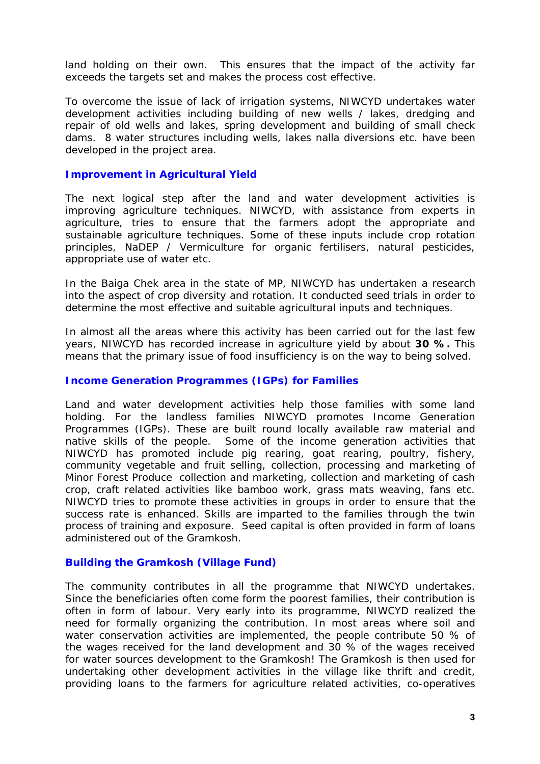land holding on their own. This ensures that the impact of the activity far exceeds the targets set and makes the process cost effective.

To overcome the issue of lack of irrigation systems, NIWCYD undertakes water development activities including building of new wells / lakes, dredging and repair of old wells and lakes, spring development and building of small check dams. 8 water structures including wells, lakes nalla diversions etc. have been developed in the project area.

### Improvement in Agricultural Yield

The next logical step after the land and water development activities is improving agriculture techniques. NIWCYD, with assistance from experts in agriculture, tries to ensure that the farmers adopt the appropriate and sustainable agriculture techniques. Some of these inputs include crop rotation principles, NaDEP / Vermiculture for organic fertilisers, natural pesticides, appropriate use of water etc.

In the Baiga Chek area in the state of MP, NIWCYD has undertaken a research into the aspect of crop diversity and rotation. It conducted seed trials in order to determine the most effective and suitable agricultural inputs and techniques.

In almost all the areas where this activity has been carried out for the last few years, NIWCYD has recorded increase in agriculture yield by about **30 %.** This means that the primary issue of food insufficiency is on the way to being solved.

### Income Generation Programmes (IGPs) for Families

Land and water development activities help those families with some land holding. For the landless families NIWCYD promotes Income Generation Programmes (IGPs). These are built round locally available raw material and native skills of the people. Some of the income generation activities that NIWCYD has promoted include pig rearing, goat rearing, poultry, fishery, community vegetable and fruit selling, collection, processing and marketing of Minor Forest Produce collection and marketing, collection and marketing of cash crop, craft related activities like bamboo work, grass mats weaving, fans etc. NIWCYD tries to promote these activities in groups in order to ensure that the success rate is enhanced. Skills are imparted to the families through the twin process of training and exposure. Seed capital is often provided in form of loans administered out of the Gramkosh.

### Building the Gramkosh (Village Fund)

The community contributes in all the programme that NIWCYD undertakes. Since the beneficiaries often come form the poorest families, their contribution is often in form of labour. Very early into its programme, NIWCYD realized the need for formally organizing the contribution. In most areas where soil and water conservation activities are implemented, the people contribute 50 % of the wages received for the land development and 30 % of the wages received for water sources development to the Gramkosh! The Gramkosh is then used for undertaking other development activities in the village like thrift and credit, providing loans to the farmers for agriculture related activities, co-operatives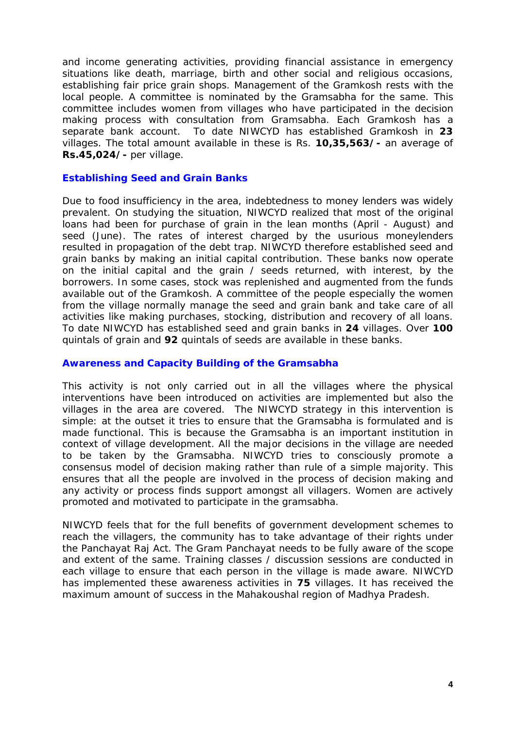and income generating activities, providing financial assistance in emergency situations like death, marriage, birth and other social and religious occasions, establishing fair price grain shops. Management of the Gramkosh rests with the local people. A committee is nominated by the Gramsabha for the same. This committee includes women from villages who have participated in the decision making process with consultation from Gramsabha. Each Gramkosh has a separate bank account. To date NIWCYD has established Gramkosh in **23** villages. The total amount available in these is Rs. **10,35,563/-** an average of **Rs.45,024/-** per village.

### Establishing Seed and Grain Banks

Due to food insufficiency in the area, indebtedness to money lenders was widely prevalent. On studying the situation, NIWCYD realized that most of the original loans had been for purchase of grain in the lean months (April - August) and seed (June). The rates of interest charged by the usurious moneylenders resulted in propagation of the debt trap. NIWCYD therefore established seed and grain banks by making an initial capital contribution. These banks now operate on the initial capital and the grain / seeds returned, with interest, by the borrowers. In some cases, stock was replenished and augmented from the funds available out of the Gramkosh. A committee of the people especially the women from the village normally manage the seed and grain bank and take care of all activities like making purchases, stocking, distribution and recovery of all loans. To date NIWCYD has established seed and grain banks in **24** villages. Over **100** quintals of grain and **92** quintals of seeds are available in these banks.

### Awareness and Capacity Building of the Gramsabha

This activity is not only carried out in all the villages where the physical interventions have been introduced on activities are implemented but also the villages in the area are covered. The NIWCYD strategy in this intervention is simple: at the outset it tries to ensure that the Gramsabha is formulated and is made functional. This is because the Gramsabha is an important institution in context of village development. All the major decisions in the village are needed to be taken by the Gramsabha. NIWCYD tries to consciously promote a consensus model of decision making rather than rule of a simple majority. This ensures that all the people are involved in the process of decision making and any activity or process finds support amongst all villagers. Women are actively promoted and motivated to participate in the gramsabha.

NIWCYD feels that for the full benefits of government development schemes to reach the villagers, the community has to take advantage of their rights under the Panchayat Raj Act. The Gram Panchayat needs to be fully aware of the scope and extent of the same. Training classes / discussion sessions are conducted in each village to ensure that each person in the village is made aware. NIWCYD has implemented these awareness activities in **75** villages. It has received the maximum amount of success in the Mahakoushal region of Madhya Pradesh.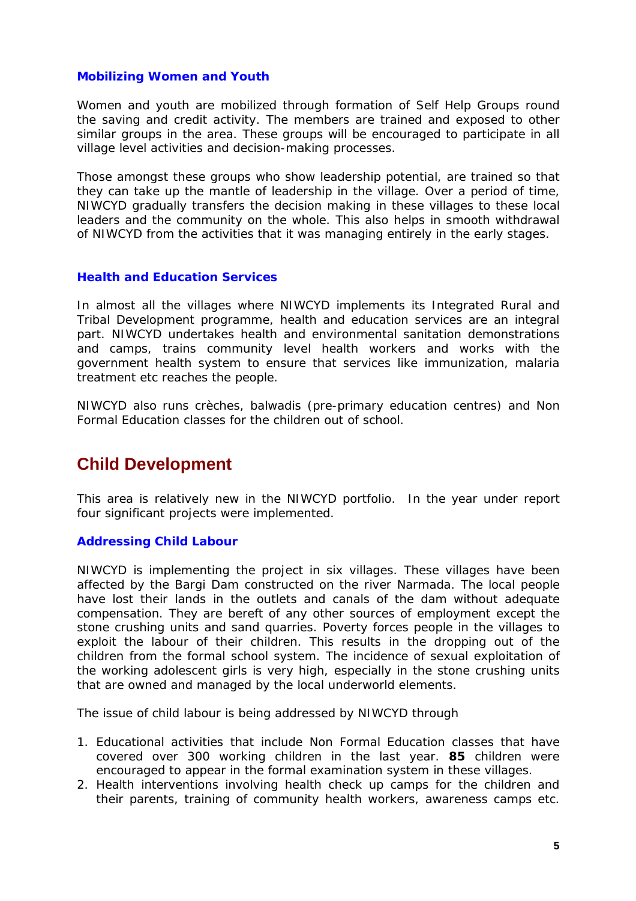### Mobilizing Women and Youth

Women and youth are mobilized through formation of Self Help Groups round the saving and credit activity. The members are trained and exposed to other similar groups in the area. These groups will be encouraged to participate in all village level activities and decision-making processes.

Those amongst these groups who show leadership potential, are trained so that they can take up the mantle of leadership in the village. Over a period of time, NIWCYD gradually transfers the decision making in these villages to these local leaders and the community on the whole. This also helps in smooth withdrawal of NIWCYD from the activities that it was managing entirely in the early stages.

### Health and Education Services

In almost all the villages where NIWCYD implements its Integrated Rural and Tribal Development programme, health and education services are an integral part. NIWCYD undertakes health and environmental sanitation demonstrations and camps, trains community level health workers and works with the government health system to ensure that services like immunization, malaria treatment etc reaches the people.

NIWCYD also runs crèches, balwadis (pre-primary education centres) and Non Formal Education classes for the children out of school.

## Child Development

This area is relatively new in the NIWCYD portfolio. In the year under report four significant projects were implemented.

### Addressing Child Labour

NIWCYD is implementing the project in six villages. These villages have been affected by the Bargi Dam constructed on the river Narmada. The local people have lost their lands in the outlets and canals of the dam without adequate compensation. They are bereft of any other sources of employment except the stone crushing units and sand quarries. Poverty forces people in the villages to exploit the labour of their children. This results in the dropping out of the children from the formal school system. The incidence of sexual exploitation of the working adolescent girls is very high, especially in the stone crushing units that are owned and managed by the local underworld elements.

The issue of child labour is being addressed by NIWCYD through

1. Educational activities that include Non Formal Education classes that have covered over 300 working children in the last year. **85** children were encouraged to appear in the formal examination system in these villages.
2. Health interventions involving health check up camps for the children and their parents, training of community health workers, awareness camps etc.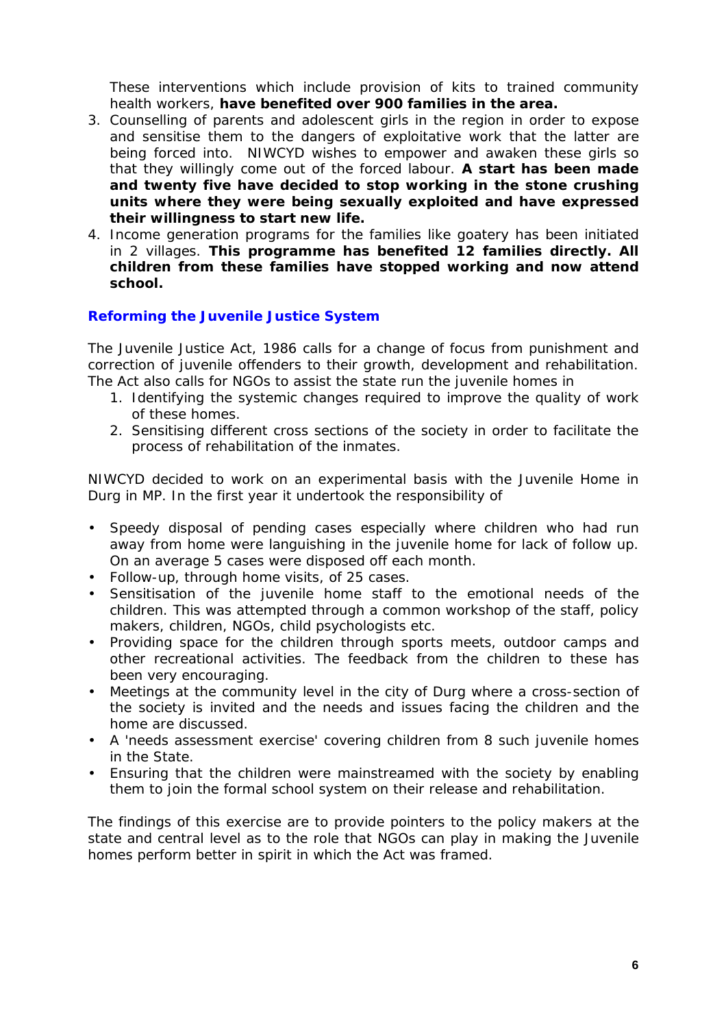These interventions which include provision of kits to trained community health workers, **have benefited over 900 families in the area.**

3. Counselling of parents and adolescent girls in the region in order to expose and sensitise them to the dangers of exploitative work that the latter are being forced into. NIWCYD wishes to empower and awaken these girls so that they willingly come out of the forced labour. **A start has been made and twenty five have decided to stop working in the stone crushing units where they were being sexually exploited and have expressed their willingness to start new life.**
4. Income generation programs for the families like goatery has been initiated in 2 villages. **This programme has benefited 12 families directly. All children from these families have stopped working and now attend school.**

### Reforming the Juvenile Justice System

The Juvenile Justice Act, 1986 calls for a change of focus from punishment and correction of juvenile offenders to their growth, development and rehabilitation. The Act also calls for NGOs to assist the state run the juvenile homes in

1. Identifying the systemic changes required to improve the quality of work of these homes.
2. Sensitising different cross sections of the society in order to facilitate the process of rehabilitation of the inmates.

NIWCYD decided to work on an experimental basis with the Juvenile Home in Durg in MP. In the first year it undertook the responsibility of

- Speedy disposal of pending cases especially where children who had run away from home were languishing in the juvenile home for lack of follow up. On an average 5 cases were disposed off each month.
- Follow-up, through home visits, of 25 cases.
- Sensitisation of the juvenile home staff to the emotional needs of the children. This was attempted through a common workshop of the staff, policy makers, children, NGOs, child psychologists etc.
- Providing space for the children through sports meets, outdoor camps and other recreational activities. The feedback from the children to these has been very encouraging.
- Meetings at the community level in the city of Durg where a cross-section of the society is invited and the needs and issues facing the children and the home are discussed.
- A 'needs assessment exercise' covering children from 8 such juvenile homes in the State.
- Ensuring that the children were mainstreamed with the society by enabling them to join the formal school system on their release and rehabilitation.

The findings of this exercise are to provide pointers to the policy makers at the state and central level as to the role that NGOs can play in making the Juvenile homes perform better in spirit in which the Act was framed.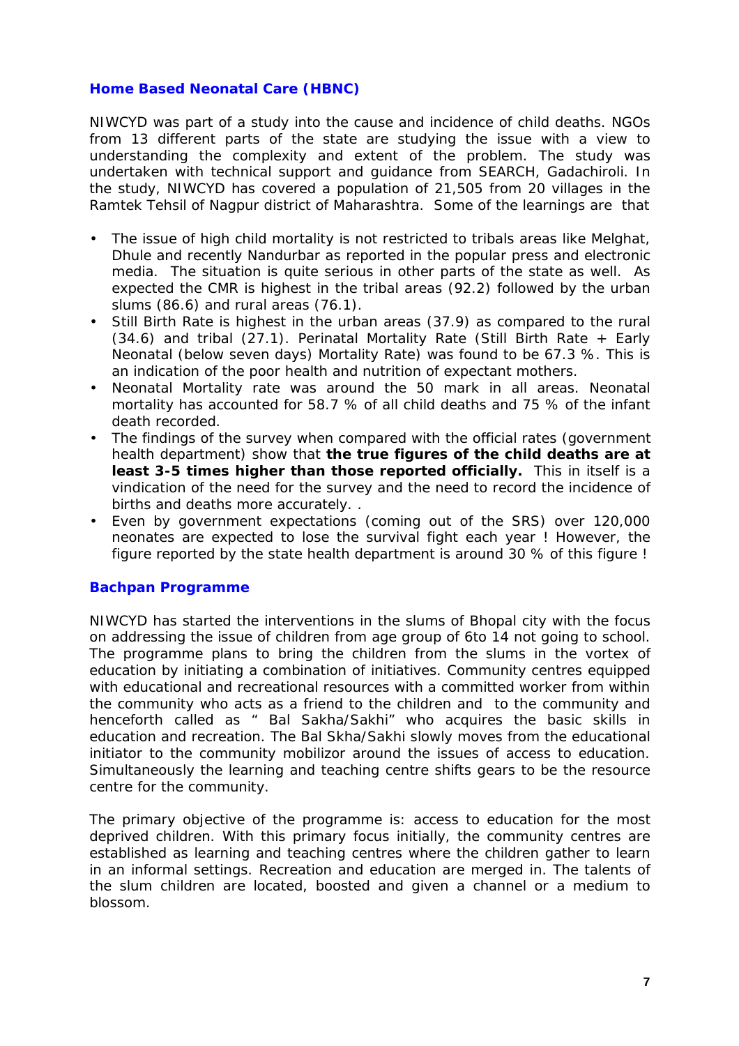## Home Based Neonatal Care (HBNC)

NIWCYD was part of a study into the cause and incidence of child deaths. NGOs from 13 different parts of the state are studying the issue with a view to understanding the complexity and extent of the problem. The study was undertaken with technical support and guidance from SEARCH, Gadachiroli. In the study, NIWCYD has covered a population of 21,505 from 20 villages in the Ramtek Tehsil of Nagpur district of Maharashtra. Some of the learnings are that

- The issue of high child mortality is not restricted to tribals areas like Melghat, Dhule and recently Nandurbar as reported in the popular press and electronic media. The situation is quite serious in other parts of the state as well. As expected the CMR is highest in the tribal areas (92.2) followed by the urban slums (86.6) and rural areas (76.1).
- Still Birth Rate is highest in the urban areas (37.9) as compared to the rural (34.6) and tribal (27.1). Perinatal Mortality Rate (Still Birth Rate + Early Neonatal (below seven days) Mortality Rate) was found to be 67.3 %. This is an indication of the poor health and nutrition of expectant mothers.
- Neonatal Mortality rate was around the 50 mark in all areas. Neonatal mortality has accounted for 58.7 % of all child deaths and 75 % of the infant death recorded.
- The findings of the survey when compared with the official rates (government health department) show that **the true figures of the child deaths are at least 3-5 times higher than those reported officially.** This in itself is a vindication of the need for the survey and the need to record the incidence of births and deaths more accurately. .
- Even by government expectations (coming out of the SRS) over 120,000 neonates are expected to lose the survival fight each year ! However, the figure reported by the state health department is around 30 % of this figure !

## Bachpan Programme

NIWCYD has started the interventions in the slums of Bhopal city with the focus on addressing the issue of children from age group of 6to 14 not going to school. The programme plans to bring the children from the slums in the vortex of education by initiating a combination of initiatives. Community centres equipped with educational and recreational resources with a committed worker from within the community who acts as a friend to the children and to the community and henceforth called as " Bal Sakha/Sakhi" who acquires the basic skills in education and recreation. The Bal Skha/Sakhi slowly moves from the educational initiator to the community mobilizor around the issues of access to education. Simultaneously the learning and teaching centre shifts gears to be the resource centre for the community.

The primary objective of the programme is: access to education for the most deprived children. With this primary focus initially, the community centres are established as learning and teaching centres where the children gather to learn in an informal settings. Recreation and education are merged in. The talents of the slum children are located, boosted and given a channel or a medium to blossom.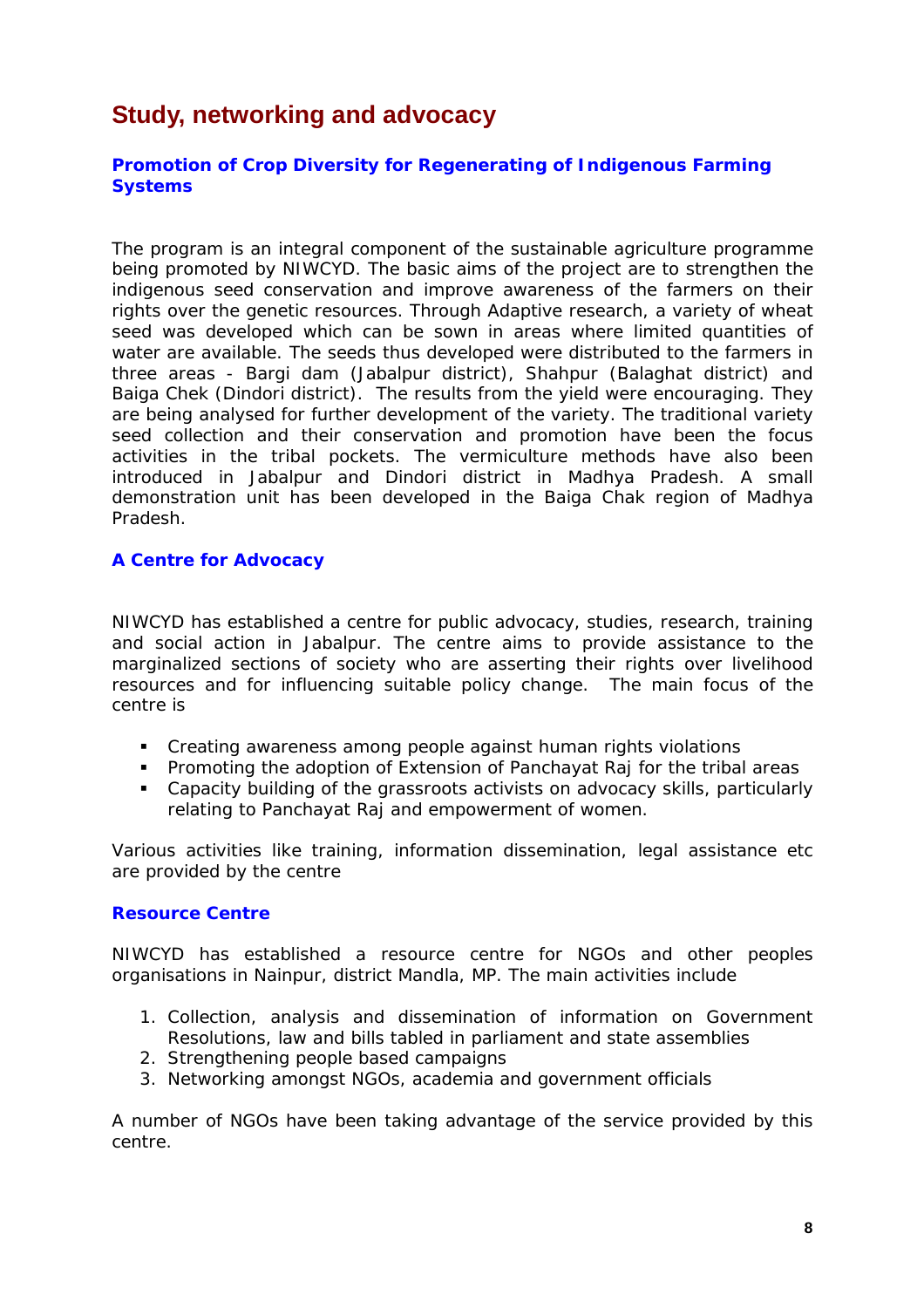# Study, networking and advocacy

### Promotion of Crop Diversity for Regenerating of Indigenous Farming Systems

The program is an integral component of the sustainable agriculture programme being promoted by NIWCYD. The basic aims of the project are to strengthen the indigenous seed conservation and improve awareness of the farmers on their rights over the genetic resources. Through Adaptive research, a variety of wheat seed was developed which can be sown in areas where limited quantities of water are available. The seeds thus developed were distributed to the farmers in three areas - Bargi dam (Jabalpur district), Shahpur (Balaghat district) and Baiga Chek (Dindori district). The results from the yield were encouraging. They are being analysed for further development of the variety. The traditional variety seed collection and their conservation and promotion have been the focus activities in the tribal pockets. The vermiculture methods have also been introduced in Jabalpur and Dindori district in Madhya Pradesh. A small demonstration unit has been developed in the Baiga Chak region of Madhya Pradesh.

### A Centre for Advocacy

NIWCYD has established a centre for public advocacy, studies, research, training and social action in Jabalpur. The centre aims to provide assistance to the marginalized sections of society who are asserting their rights over livelihood resources and for influencing suitable policy change. The main focus of the centre is

- Creating awareness among people against human rights violations
- Promoting the adoption of Extension of Panchayat Raj for the tribal areas
- Capacity building of the grassroots activists on advocacy skills, particularly relating to Panchayat Raj and empowerment of women.

Various activities like training, information dissemination, legal assistance etc are provided by the centre

### Resource Centre

NIWCYD has established a resource centre for NGOs and other peoples organisations in Nainpur, district Mandla, MP. The main activities include

1. Collection, analysis and dissemination of information on Government Resolutions, law and bills tabled in parliament and state assemblies
2. Strengthening people based campaigns
3. Networking amongst NGOs, academia and government officials

A number of NGOs have been taking advantage of the service provided by this centre.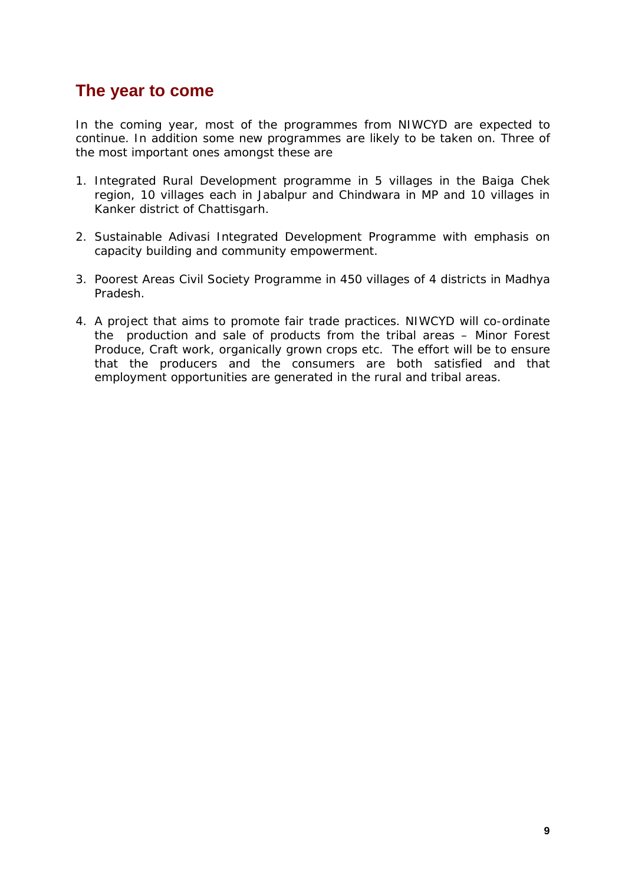## The year to come

In the coming year, most of the programmes from NIWCYD are expected to continue. In addition some new programmes are likely to be taken on. Three of the most important ones amongst these are

1. Integrated Rural Development programme in 5 villages in the Baiga Chek region, 10 villages each in Jabalpur and Chindwara in MP and 10 villages in Kanker district of Chattisgarh.

2. Sustainable Adivasi Integrated Development Programme with emphasis on capacity building and community empowerment.

3. Poorest Areas Civil Society Programme in 450 villages of 4 districts in Madhya Pradesh.

4. A project that aims to promote fair trade practices. NIWCYD will co-ordinate the production and sale of products from the tribal areas – Minor Forest Produce, Craft work, organically grown crops etc. The effort will be to ensure that the producers and the consumers are both satisfied and that employment opportunities are generated in the rural and tribal areas.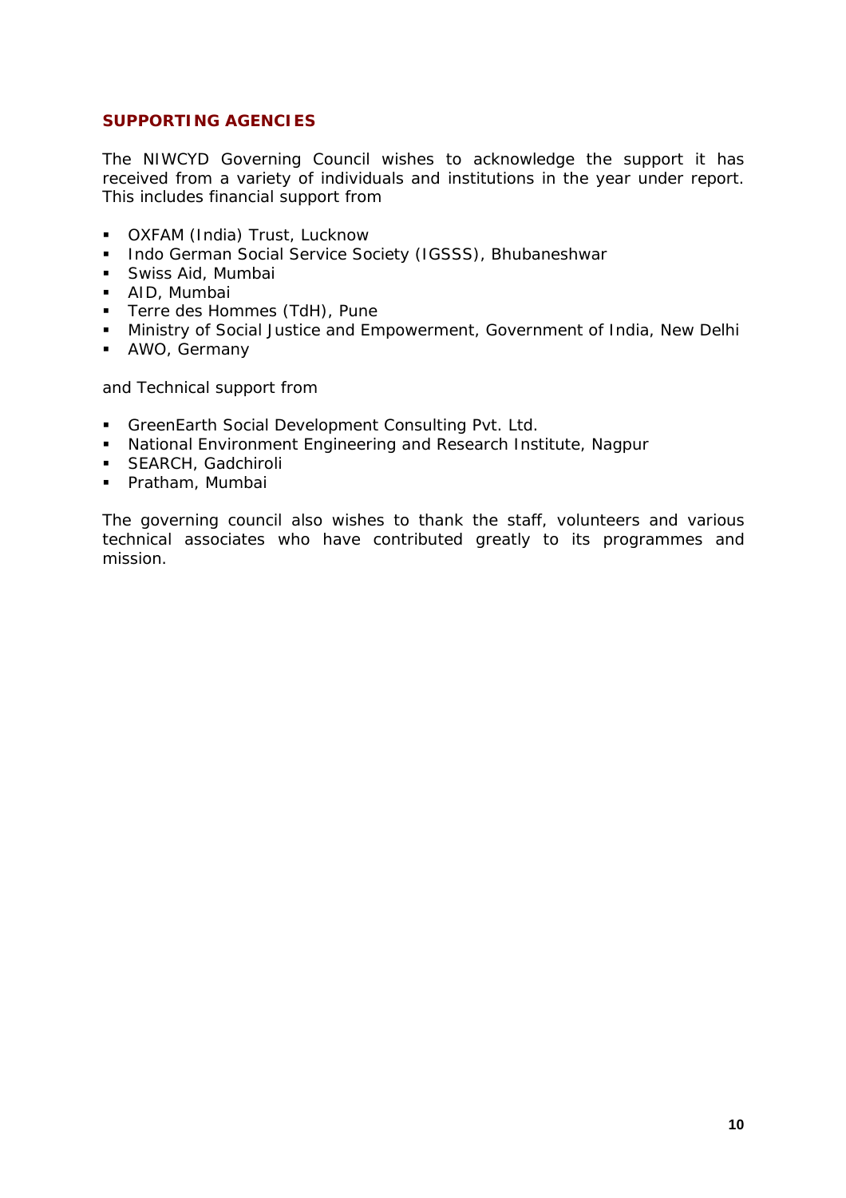## SUPPORTING AGENCIES

The NIWCYD Governing Council wishes to acknowledge the support it has received from a variety of individuals and institutions in the year under report. This includes financial support from

- OXFAM (India) Trust, Lucknow
- Indo German Social Service Society (IGSSS), Bhubaneshwar
- Swiss Aid, Mumbai
- AID, Mumbai
- Terre des Hommes (TdH), Pune
- Ministry of Social Justice and Empowerment, Government of India, New Delhi
- AWO, Germany

and Technical support from

- GreenEarth Social Development Consulting Pvt. Ltd.
- National Environment Engineering and Research Institute, Nagpur
- SEARCH, Gadchiroli
- Pratham, Mumbai

The governing council also wishes to thank the staff, volunteers and various technical associates who have contributed greatly to its programmes and mission.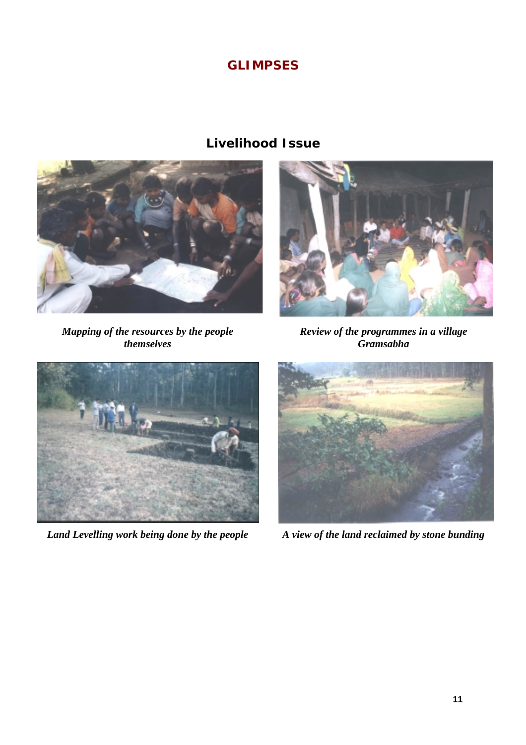## GLIMPSES

### Livelihood Issue

*Mapping of the resources by the people themselves*

*Review of the programmes in a village Gramsabha*

*Land Levelling work being done by the people*

*A view of the land reclaimed by stone bunding*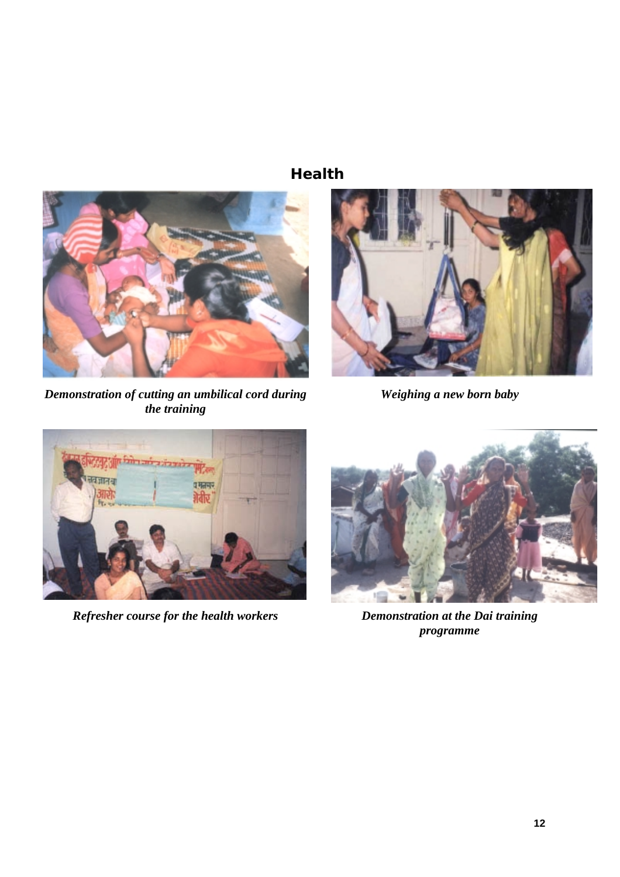## Health

*Demonstration of cutting an umbilical cord during the training*

*Weighing a new born baby*

*Refresher course for the health workers*

*Demonstration at the Dai training programme*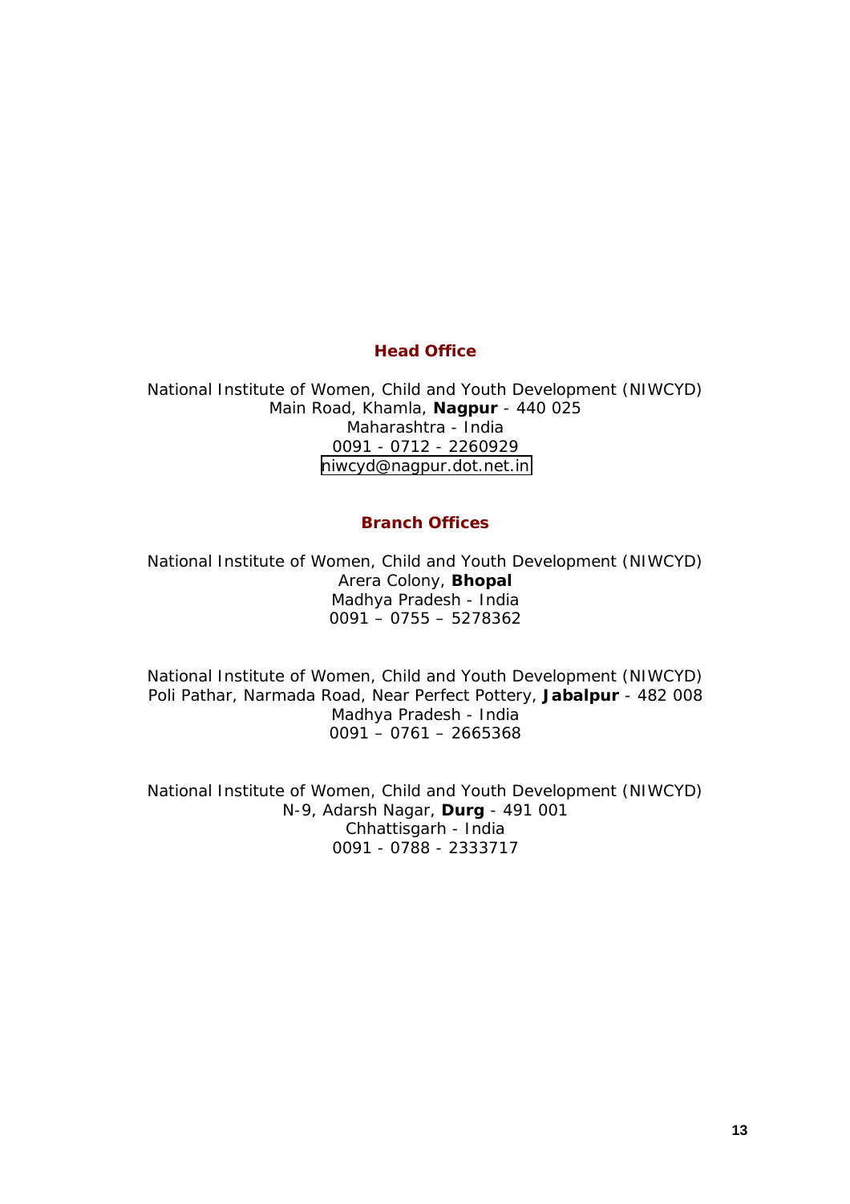## Head Office

National Institute of Women, Child and Youth Development (NIWCYD)
Main Road, Khamla, **Nagpur** - 440 025
Maharashtra - India
0091 - 0712 - 2260929
niwcyd@nagpur.dot.net.in

## Branch Offices

National Institute of Women, Child and Youth Development (NIWCYD)
Arera Colony, **Bhopal**
Madhya Pradesh - India
0091 – 0755 – 5278362

National Institute of Women, Child and Youth Development (NIWCYD)
Poli Pathar, Narmada Road, Near Perfect Pottery, **Jabalpur** - 482 008
Madhya Pradesh - India
0091 – 0761 – 2665368

National Institute of Women, Child and Youth Development (NIWCYD)
N-9, Adarsh Nagar, **Durg** - 491 001
Chhattisgarh - India
0091 - 0788 - 2333717